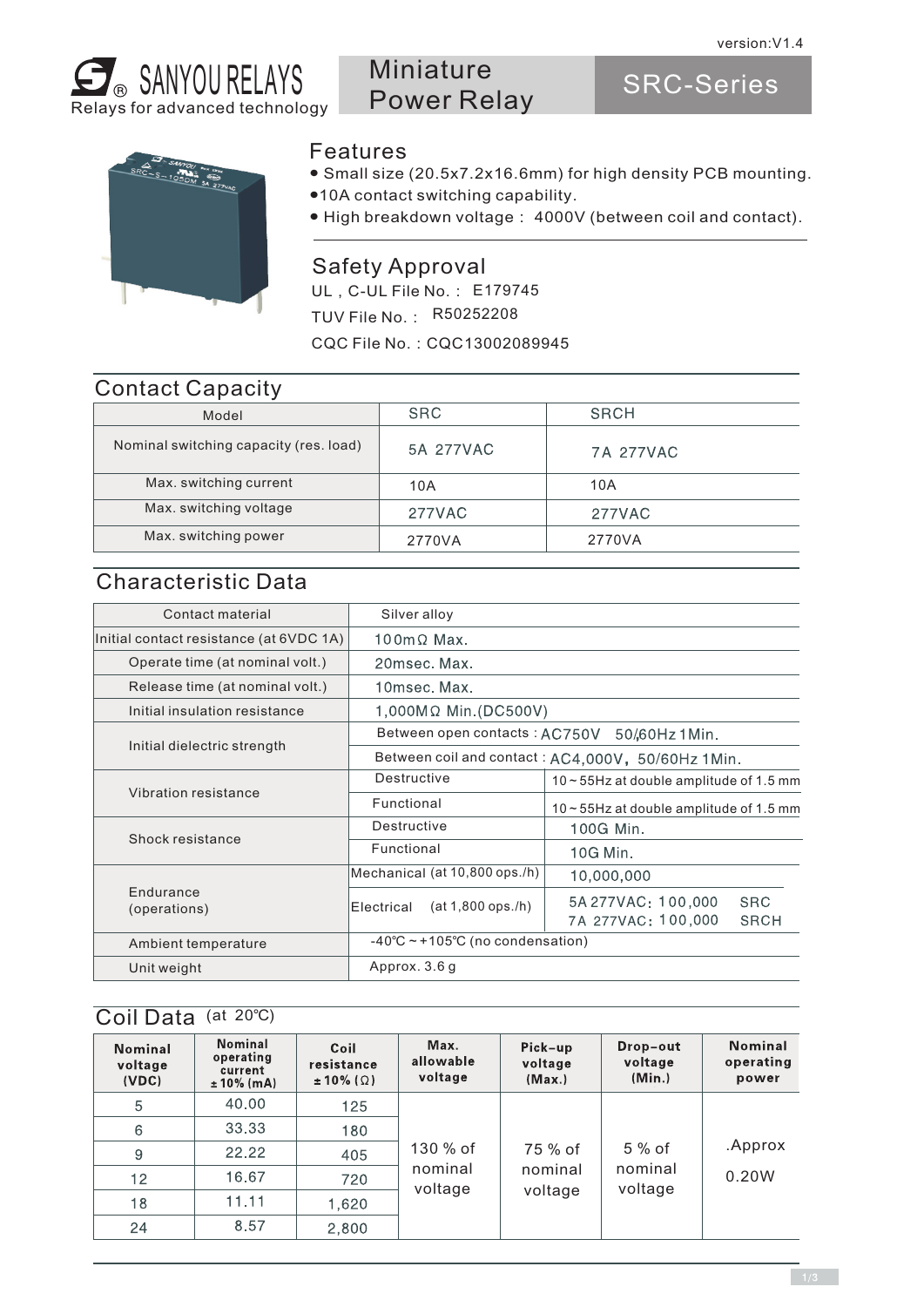version:V1.4

# SANYOU RELAYS

Relays for advanced technology

## Miniature Power Relay

## SRC-Series

## Features

- Small size (20.5x7.2x16.6mm) for high density PCB mounting.
- 10A contact switching capability.
- High breakdown voltage : 4000V (between coil and contact).

## Safety Approval

UL , C-UL File No. : E179745

TUV File No. : R50252208

CQC File No. : CQC13002089945

## Contact Capacity

| Model | SRC | SRCH |
|---|---|---|
| Nominal switching capacity (res. load) | 5A 277VAC | 7A 277VAC |
| Max. switching current | 10A | 10A |
| Max. switching voltage | 277VAC | 277VAC |
| Max. switching power | 2770VA | 2770VA |

## Characteristic Data

| | | |
|---|---|---|
| Contact material | Silver alloy | |
| Initial contact resistance (at 6VDC 1A) | 100mΩ Max. | |
| Operate time (at nominal volt.) | 20msec. Max. | |
| Release time (at nominal volt.) | 10msec. Max. | |
| Initial insulation resistance | 1,000MΩ Min.(DC500V) | |
| Initial dielectric strength | Between open contacts : AC750V 50/60Hz 1Min. | |
| | Between coil and contact : AC4,000V, 50/60Hz 1Min. | |
| Vibration resistance | Destructive | 10～55Hz at double amplitude of 1.5 mm |
| | Functional | 10～55Hz at double amplitude of 1.5 mm |
| Shock resistance | Destructive | 100G Min. |
| | Functional | 10G Min. |
| Endurance (operations) | Mechanical (at 10,800 ops./h) | 10,000,000 |
| | Electrical (at 1,800 ops./h) | 5A 277VAC: 100,000 SRC<br>7A 277VAC: 100,000 SRCH |
| Ambient temperature | -40℃～+105℃ (no condensation) | |
| Unit weight | Approx. 3.6 g | |

## Coil Data (at 20℃)

| Nominal voltage (VDC) | Nominal operating current ±10% (mA) | Coil resistance ±10% (Ω) | Max. allowable voltage | Pick-up voltage (Max.) | Drop-out voltage (Min.) | Nominal operating power |
|---|---|---|---|---|---|---|
| 5 | 40.00 | 125 | 130 % of nominal voltage | 75 % of nominal voltage | 5 % of nominal voltage | .Approx 0.20W |
| 6 | 33.33 | 180 | | | | |
| 9 | 22.22 | 405 | | | | |
| 12 | 16.67 | 720 | | | | |
| 18 | 11.11 | 1,620 | | | | |
| 24 | 8.57 | 2,800 | | | | |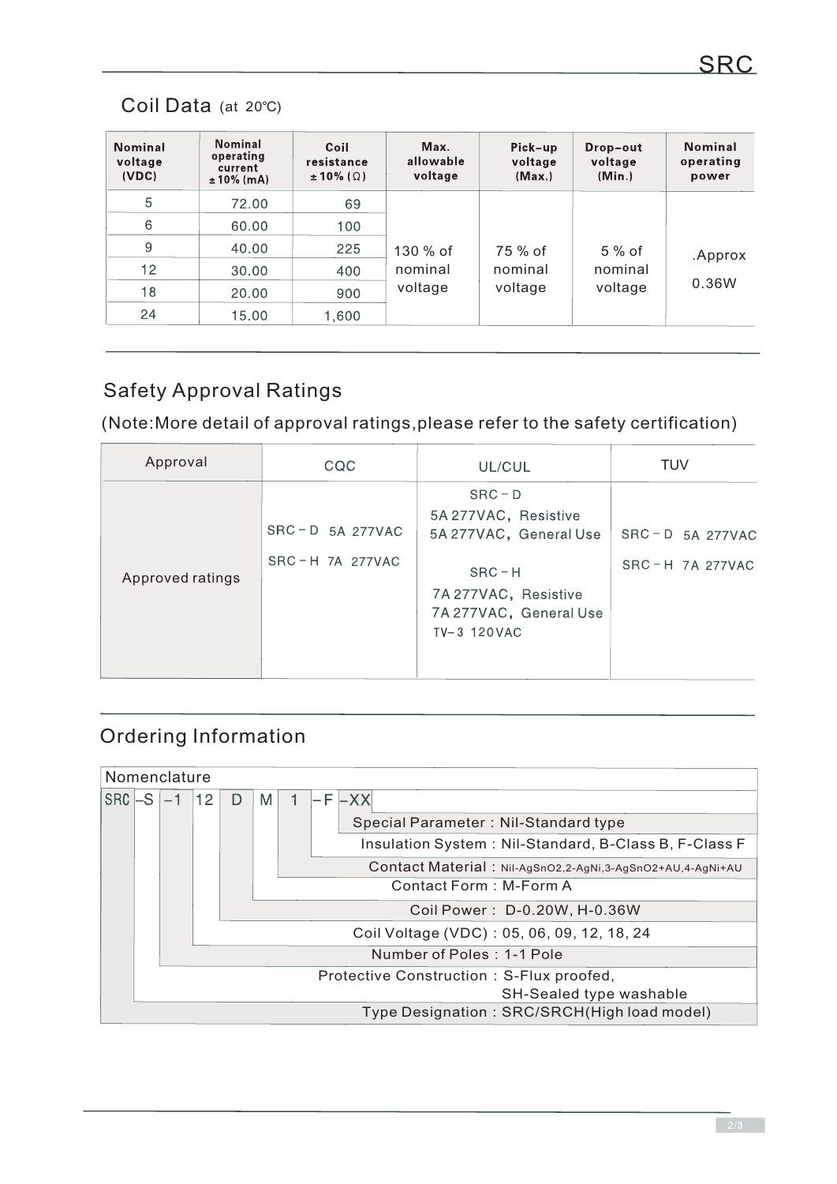## Coil Data (at 20℃)

| Nominal voltage (VDC) | Nominal operating current ±10% (mA) | Coil resistance ±10% (Ω) | Max. allowable voltage | Pick-up voltage (Max.) | Drop-out voltage (Min.) | Nominal operating power |
|---|---|---|---|---|---|---|
| 5 | 72.00 | 69 | 130 % of nominal voltage | 75 % of nominal voltage | 5 % of nominal voltage | .Approx 0.36W |
| 6 | 60.00 | 100 | | | | |
| 9 | 40.00 | 225 | | | | |
| 12 | 30.00 | 400 | | | | |
| 18 | 20.00 | 900 | | | | |
| 24 | 15.00 | 1,600 | | | | |

## Safety Approval Ratings

(Note:More detail of approval ratings,please refer to the safety certification)

| Approval | CQC | UL/CUL | TUV |
|---|---|---|---|
| Approved ratings | SRC－D 5A 277VAC<br>SRC－H 7A 277VAC | SRC－D<br>5A 277VAC，Resistive<br>5A 277VAC，General Use<br>SRC－H<br>7A 277VAC，Resistive<br>7A 277VAC，General Use<br>TV-3 120VAC | SRC－D 5A 277VAC<br>SRC－H 7A 277VAC |

## Ordering Information

Nomenclature

SRC –S –1 12 D M 1 –F –XX

- Special Parameter : Nil-Standard type
- Insulation System : Nil-Standard, B-Class B, F-Class F
- Contact Material : Nil-AgSnO2,2-AgNi,3-AgSnO2+AU,4-AgNi+AU
- Contact Form : M-Form A
- Coil Power : D-0.20W, H-0.36W
- Coil Voltage (VDC) : 05, 06, 09, 12, 18, 24
- Number of Poles : 1-1 Pole
- Protective Construction : S-Flux proofed, SH-Sealed type washable
- Type Designation : SRC/SRCH(High load model)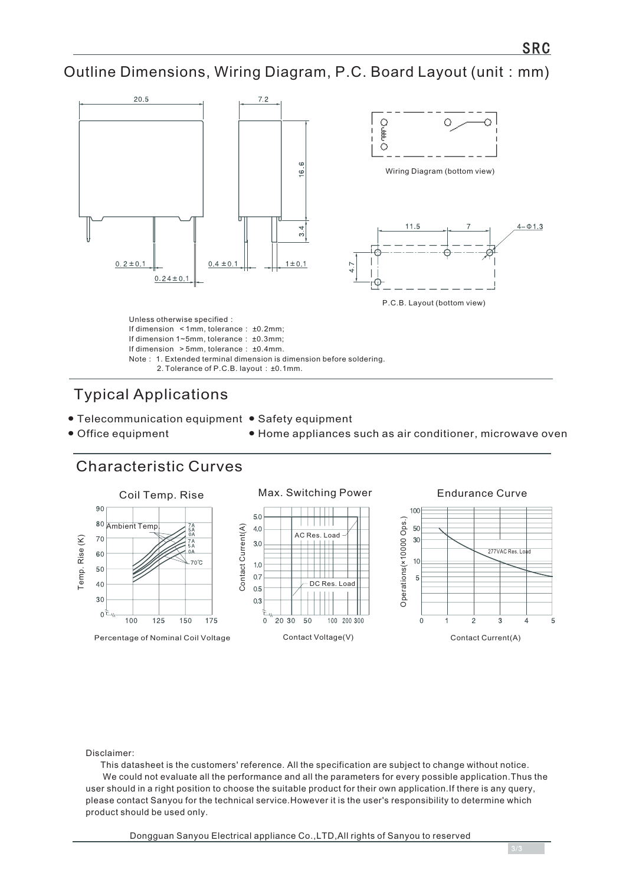## Outline Dimensions, Wiring Diagram, P.C. Board Layout (unit : mm)

20.5
7.2
16.6
3.4
0.2±0.1
0.24±0.1
0.4±0.1
1±0.1

Wiring Diagram (bottom view)

11.5
7
4−Φ1.3
4.7

P.C.B. Layout (bottom view)

Unless otherwise specified :
If dimension <1mm, tolerance : ±0.2mm;
If dimension 1~5mm, tolerance : ±0.3mm;
If dimension >5mm, tolerance : ±0.4mm.
Note : 1. Extended terminal dimension is dimension before soldering.
2. Tolerance of P.C.B. layout : ±0.1mm.

## Typical Applications

- Telecommunication equipment
- Safety equipment
- Office equipment
- Home appliances such as air conditioner, microwave oven

## Characteristic Curves

### Coil Temp. Rise

Temp. Rise (K)
90
80
70
60
50
40
30
0
Ambient Temp.
7A
5A
0A
7A
5A
0A
70℃
100 125 150 175
Percentage of Nominal Coil Voltage

### Max. Switching Power

Contact Current(A)
5.0
4.0
3.0
1.0
0.7
0.5
0.3
AC Res. Load
DC Res. Load
0 20 30 50 100 200 300
Contact Voltage(V)

### Endurance Curve

Operations(×10000 Ops.)
100
50
30
10
5
277VAC Res. Load
0 1 2 3 4 5
Contact Current(A)

Disclaimer:

This datasheet is the customers' reference. All the specification are subject to change without notice.

We could not evaluate all the performance and all the parameters for every possible application.Thus the user should in a right position to choose the suitable product for their own application.If there is any query, please contact Sanyou for the technical service.However it is the user's responsibility to determine which product should be used only.

Dongguan Sanyou Electrical appliance Co.,LTD,All rights of Sanyou to reserved